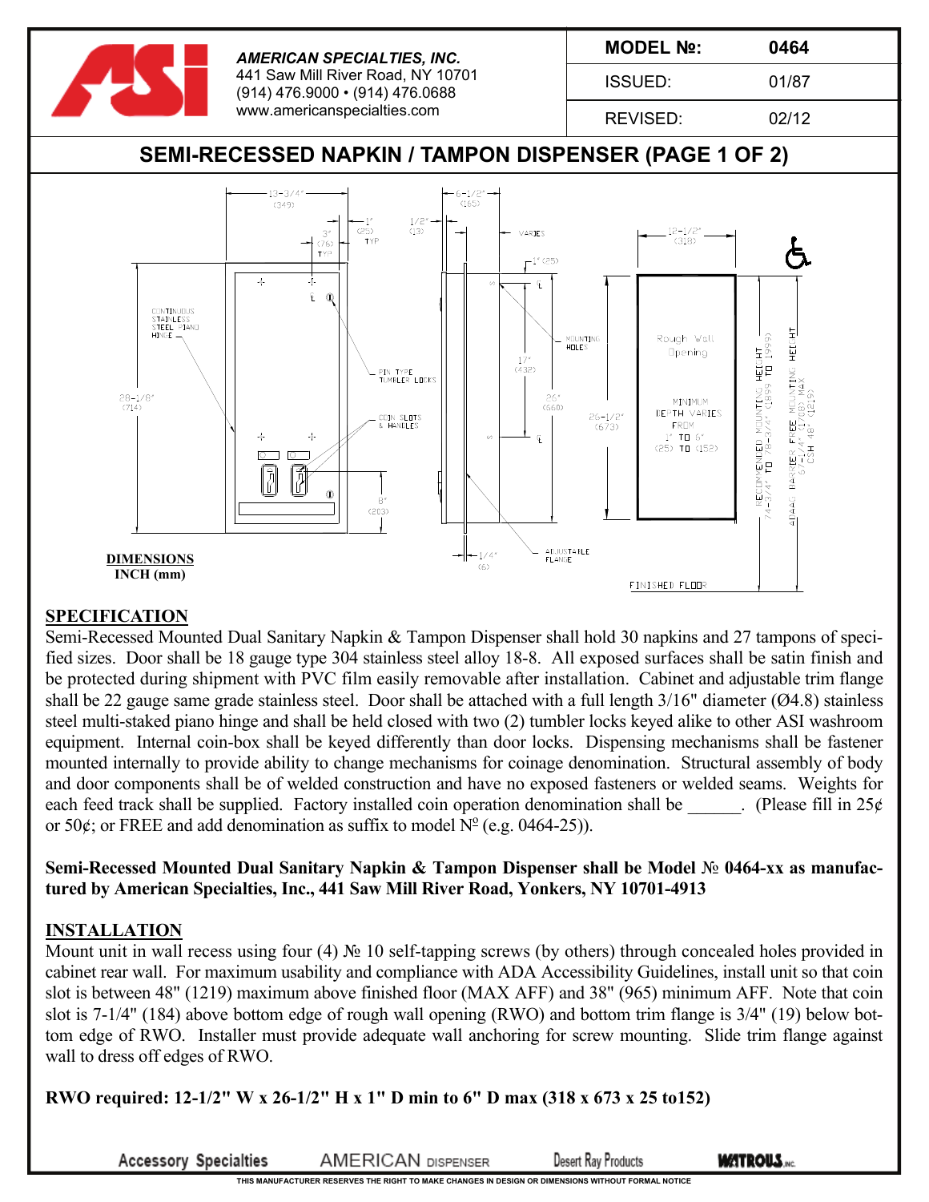**AMERICAN SPECIALTIES, INC.**
441 Saw Mill River Road, NY 10701
(914) 476.9000 • (914) 476.0688
www.americanspecialties.com

| MODEL №: | 0464 |
|---|---|
| ISSUED: | 01/87 |
| REVISED: | 02/12 |

# SEMI-RECESSED NAPKIN / TAMPON DISPENSER (PAGE 1 OF 2)

**DIMENSIONS**
**INCH (mm)**

## SPECIFICATION

Semi-Recessed Mounted Dual Sanitary Napkin & Tampon Dispenser shall hold 30 napkins and 27 tampons of specified sizes. Door shall be 18 gauge type 304 stainless steel alloy 18-8. All exposed surfaces shall be satin finish and be protected during shipment with PVC film easily removable after installation. Cabinet and adjustable trim flange shall be 22 gauge same grade stainless steel. Door shall be attached with a full length 3/16" diameter (Ø4.8) stainless steel multi-staked piano hinge and shall be held closed with two (2) tumbler locks keyed alike to other ASI washroom equipment. Internal coin-box shall be keyed differently than door locks. Dispensing mechanisms shall be fastener mounted internally to provide ability to change mechanisms for coinage denomination. Structural assembly of body and door components shall be of welded construction and have no exposed fasteners or welded seams. Weights for each feed track shall be supplied. Factory installed coin operation denomination shall be ______. (Please fill in 25¢ or 50¢; or FREE and add denomination as suffix to model № (e.g. 0464-25)).

**Semi-Recessed Mounted Dual Sanitary Napkin & Tampon Dispenser shall be Model № 0464-xx as manufactured by American Specialties, Inc., 441 Saw Mill River Road, Yonkers, NY 10701-4913**

## INSTALLATION

Mount unit in wall recess using four (4) № 10 self-tapping screws (by others) through concealed holes provided in cabinet rear wall. For maximum usability and compliance with ADA Accessibility Guidelines, install unit so that coin slot is between 48" (1219) maximum above finished floor (MAX AFF) and 38" (965) minimum AFF. Note that coin slot is 7-1/4" (184) above bottom edge of rough wall opening (RWO) and bottom trim flange is 3/4" (19) below bottom edge of RWO. Installer must provide adequate wall anchoring for screw mounting. Slide trim flange against wall to dress off edges of RWO.

**RWO required: 12-1/2" W x 26-1/2" H x 1" D min to 6" D max (318 x 673 x 25 to152)**

THIS MANUFACTURER RESERVES THE RIGHT TO MAKE CHANGES IN DESIGN OR DIMENSIONS WITHOUT FORMAL NOTICE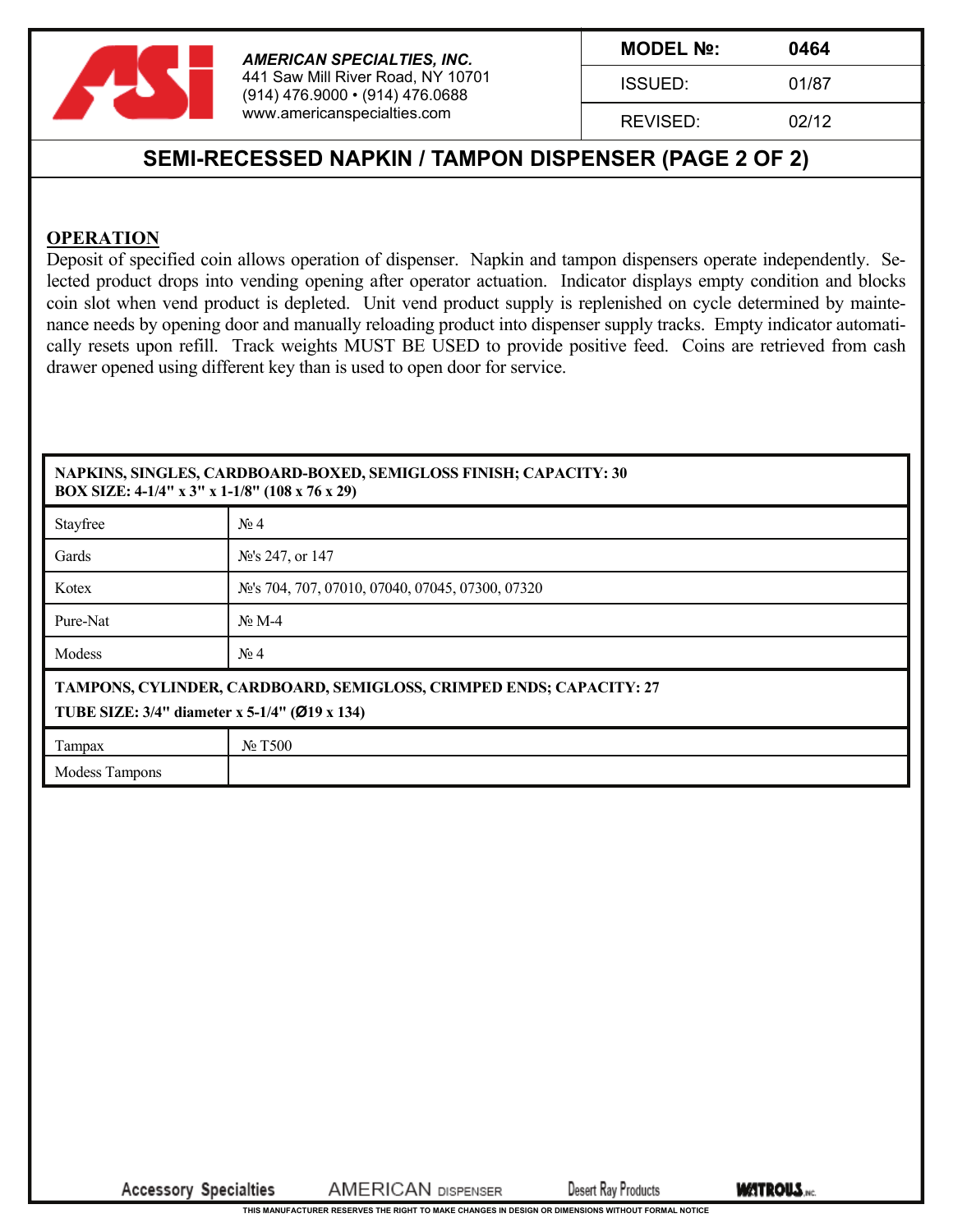**AMERICAN SPECIALTIES, INC.**
441 Saw Mill River Road, NY 10701
(914) 476.9000 • (914) 476.0688
www.americanspecialties.com

| | |
|---|---|
| **MODEL №:** | **0464** |
| ISSUED: | 01/87 |
| REVISED: | 02/12 |

# SEMI-RECESSED NAPKIN / TAMPON DISPENSER (PAGE 2 OF 2)

## OPERATION

Deposit of specified coin allows operation of dispenser. Napkin and tampon dispensers operate independently. Selected product drops into vending opening after operator actuation. Indicator displays empty condition and blocks coin slot when vend product is depleted. Unit vend product supply is replenished on cycle determined by maintenance needs by opening door and manually reloading product into dispenser supply tracks. Empty indicator automatically resets upon refill. Track weights MUST BE USED to provide positive feed. Coins are retrieved from cash drawer opened using different key than is used to open door for service.

| **NAPKINS, SINGLES, CARDBOARD-BOXED, SEMIGLOSS FINISH; CAPACITY: 30<br>BOX SIZE: 4-1/4" x 3" x 1-1/8" (108 x 76 x 29)** | |
|---|---|
| Stayfree | № 4 |
| Gards | №'s 247, or 147 |
| Kotex | №'s 704, 707, 07010, 07040, 07045, 07300, 07320 |
| Pure-Nat | № M-4 |
| Modess | № 4 |
| **TAMPONS, CYLINDER, CARDBOARD, SEMIGLOSS, CRIMPED ENDS; CAPACITY: 27<br>TUBE SIZE: 3/4" diameter x 5-1/4" (Ø19 x 134)** | |
| Tampax | № T500 |
| Modess Tampons | |

Accessory Specialties    AMERICAN DISPENSER    Desert Ray Products    WATROUS INC.

THIS MANUFACTURER RESERVES THE RIGHT TO MAKE CHANGES IN DESIGN OR DIMENSIONS WITHOUT FORMAL NOTICE